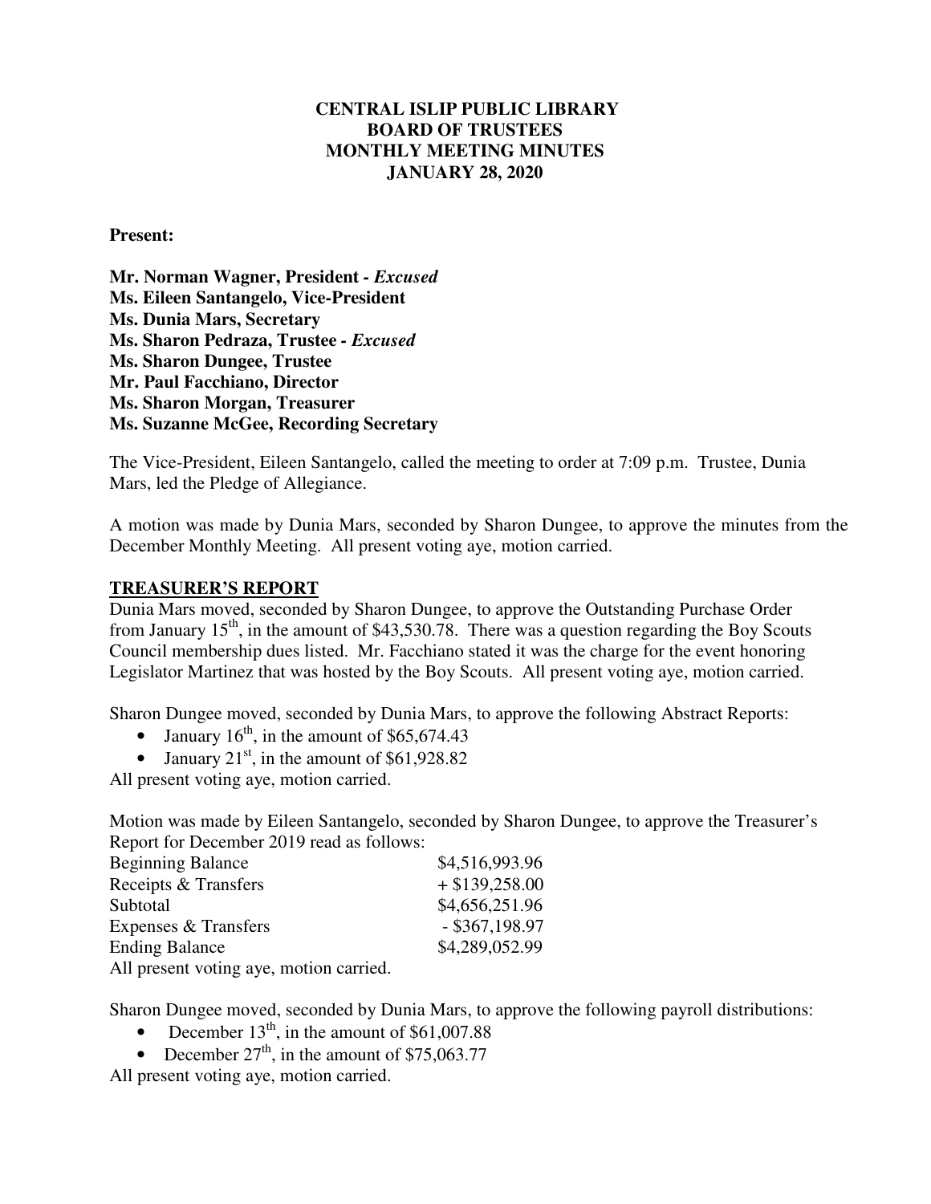**CENTRAL ISLIP PUBLIC LIBRARY**
**BOARD OF TRUSTEES**
**MONTHLY MEETING MINUTES**
**JANUARY 28, 2020**

**Present:**

**Mr. Norman Wagner, President -** ***Excused***
**Ms. Eileen Santangelo, Vice-President**
**Ms. Dunia Mars, Secretary**
**Ms. Sharon Pedraza, Trustee -** ***Excused***
**Ms. Sharon Dungee, Trustee**
**Mr. Paul Facchiano, Director**
**Ms. Sharon Morgan, Treasurer**
**Ms. Suzanne McGee, Recording Secretary**

The Vice-President, Eileen Santangelo, called the meeting to order at 7:09 p.m. Trustee, Dunia Mars, led the Pledge of Allegiance.

A motion was made by Dunia Mars, seconded by Sharon Dungee, to approve the minutes from the December Monthly Meeting. All present voting aye, motion carried.

**TREASURER'S REPORT**

Dunia Mars moved, seconded by Sharon Dungee, to approve the Outstanding Purchase Order from January 15th, in the amount of $43,530.78. There was a question regarding the Boy Scouts Council membership dues listed. Mr. Facchiano stated it was the charge for the event honoring Legislator Martinez that was hosted by the Boy Scouts. All present voting aye, motion carried.

Sharon Dungee moved, seconded by Dunia Mars, to approve the following Abstract Reports:

- January 16th, in the amount of $65,674.43
- January 21st, in the amount of $61,928.82

All present voting aye, motion carried.

Motion was made by Eileen Santangelo, seconded by Sharon Dungee, to approve the Treasurer's Report for December 2019 read as follows:

| | |
|---|---|
| Beginning Balance | $4,516,993.96 |
| Receipts & Transfers | + $139,258.00 |
| Subtotal | $4,656,251.96 |
| Expenses & Transfers | - $367,198.97 |
| Ending Balance | $4,289,052.99 |

All present voting aye, motion carried.

Sharon Dungee moved, seconded by Dunia Mars, to approve the following payroll distributions:

- December 13th, in the amount of $61,007.88
- December 27th, in the amount of $75,063.77

All present voting aye, motion carried.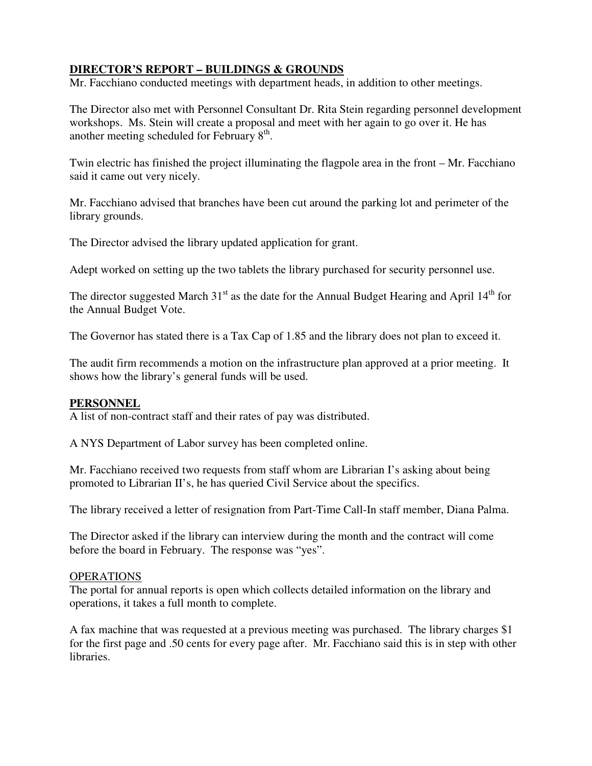**DIRECTOR'S REPORT – BUILDINGS & GROUNDS**

Mr. Facchiano conducted meetings with department heads, in addition to other meetings.

The Director also met with Personnel Consultant Dr. Rita Stein regarding personnel development workshops. Ms. Stein will create a proposal and meet with her again to go over it. He has another meeting scheduled for February 8th.

Twin electric has finished the project illuminating the flagpole area in the front – Mr. Facchiano said it came out very nicely.

Mr. Facchiano advised that branches have been cut around the parking lot and perimeter of the library grounds.

The Director advised the library updated application for grant.

Adept worked on setting up the two tablets the library purchased for security personnel use.

The director suggested March 31st as the date for the Annual Budget Hearing and April 14th for the Annual Budget Vote.

The Governor has stated there is a Tax Cap of 1.85 and the library does not plan to exceed it.

The audit firm recommends a motion on the infrastructure plan approved at a prior meeting. It shows how the library's general funds will be used.

**PERSONNEL**

A list of non-contract staff and their rates of pay was distributed.

A NYS Department of Labor survey has been completed online.

Mr. Facchiano received two requests from staff whom are Librarian I's asking about being promoted to Librarian II's, he has queried Civil Service about the specifics.

The library received a letter of resignation from Part-Time Call-In staff member, Diana Palma.

The Director asked if the library can interview during the month and the contract will come before the board in February. The response was "yes".

OPERATIONS

The portal for annual reports is open which collects detailed information on the library and operations, it takes a full month to complete.

A fax machine that was requested at a previous meeting was purchased. The library charges $1 for the first page and .50 cents for every page after. Mr. Facchiano said this is in step with other libraries.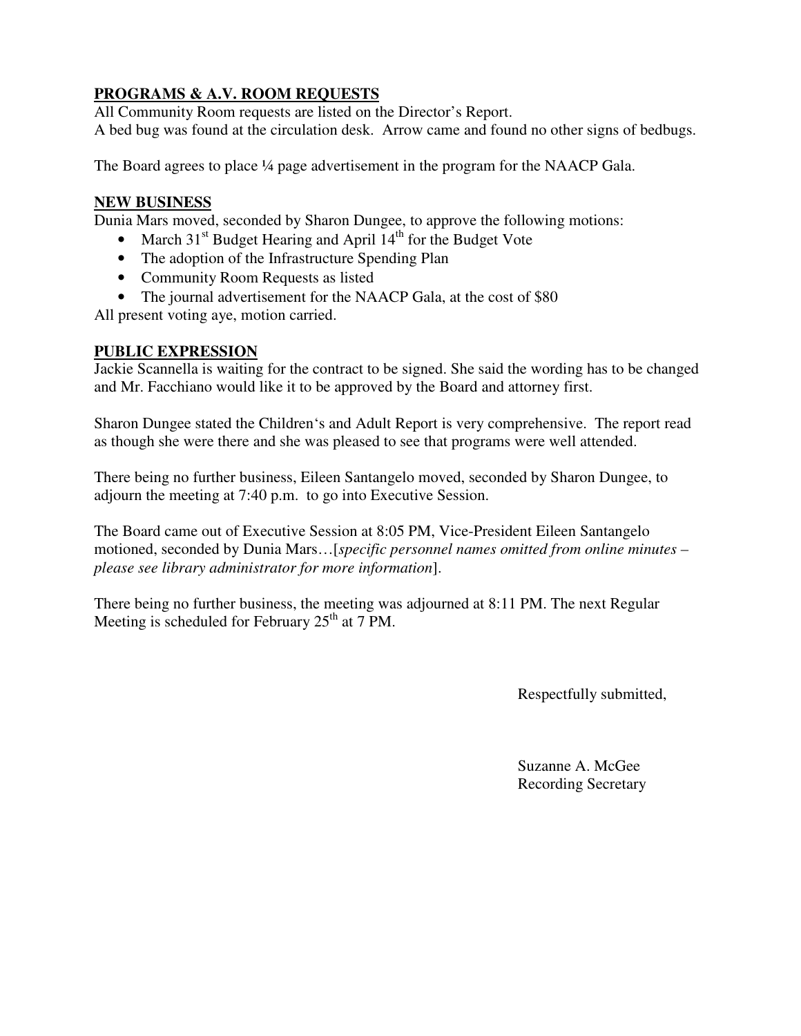**PROGRAMS & A.V. ROOM REQUESTS**

All Community Room requests are listed on the Director's Report.
A bed bug was found at the circulation desk. Arrow came and found no other signs of bedbugs.

The Board agrees to place ¼ page advertisement in the program for the NAACP Gala.

**NEW BUSINESS**

Dunia Mars moved, seconded by Sharon Dungee, to approve the following motions:

- March 31st Budget Hearing and April 14th for the Budget Vote
- The adoption of the Infrastructure Spending Plan
- Community Room Requests as listed
- The journal advertisement for the NAACP Gala, at the cost of $80

All present voting aye, motion carried.

**PUBLIC EXPRESSION**

Jackie Scannella is waiting for the contract to be signed. She said the wording has to be changed and Mr. Facchiano would like it to be approved by the Board and attorney first.

Sharon Dungee stated the Children's and Adult Report is very comprehensive. The report read as though she were there and she was pleased to see that programs were well attended.

There being no further business, Eileen Santangelo moved, seconded by Sharon Dungee, to adjourn the meeting at 7:40 p.m. to go into Executive Session.

The Board came out of Executive Session at 8:05 PM, Vice-President Eileen Santangelo motioned, seconded by Dunia Mars…[*specific personnel names omitted from online minutes – please see library administrator for more information*].

There being no further business, the meeting was adjourned at 8:11 PM. The next Regular Meeting is scheduled for February 25th at 7 PM.

Respectfully submitted,

Suzanne A. McGee
Recording Secretary